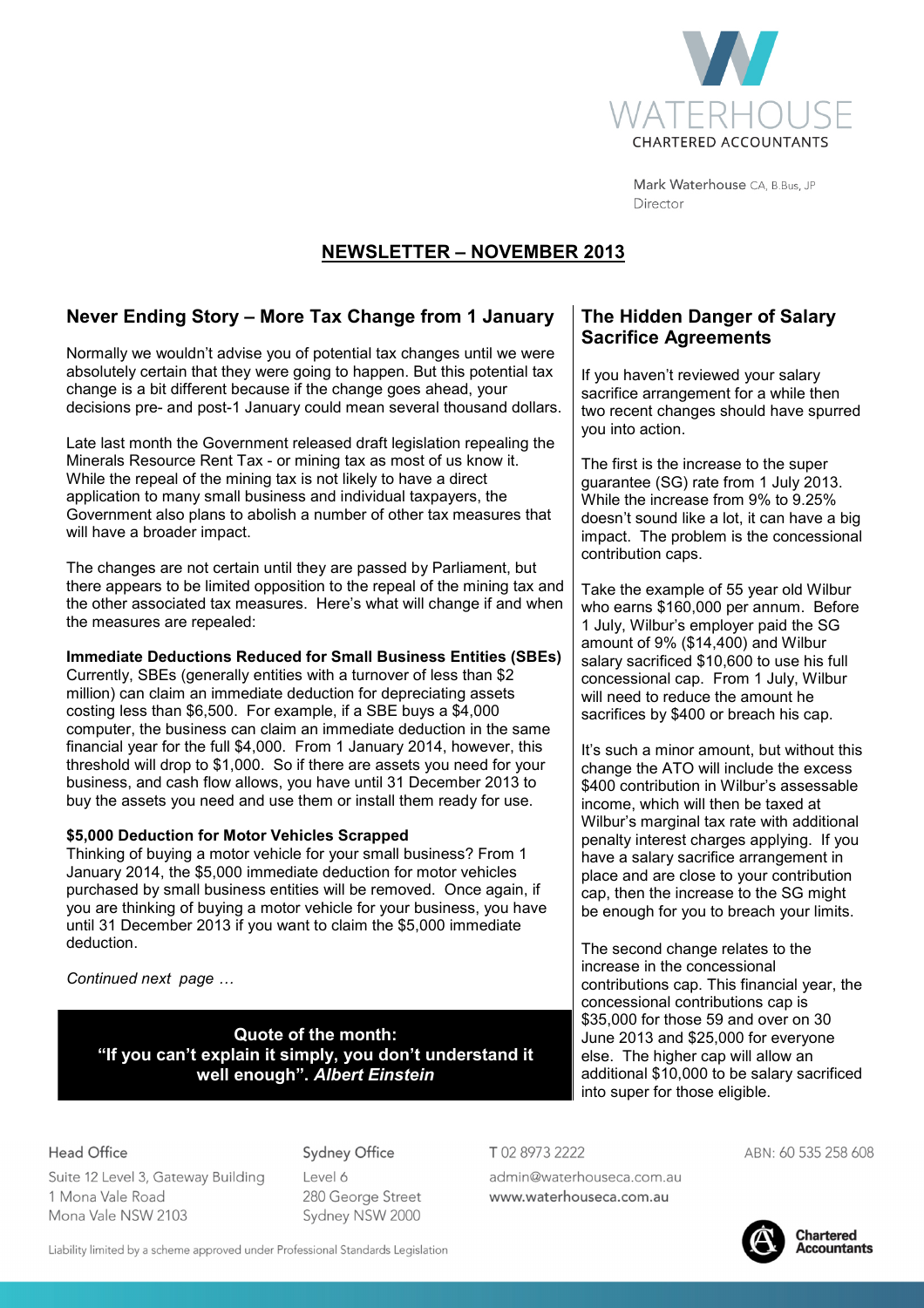WATERHOUSE
CHARTERED ACCOUNTANTS

Mark Waterhouse CA, B.Bus, JP
Director

# NEWSLETTER – NOVEMBER 2013

## Never Ending Story – More Tax Change from 1 January

Normally we wouldn't advise you of potential tax changes until we were absolutely certain that they were going to happen. But this potential tax change is a bit different because if the change goes ahead, your decisions pre- and post-1 January could mean several thousand dollars.

Late last month the Government released draft legislation repealing the Minerals Resource Rent Tax - or mining tax as most of us know it. While the repeal of the mining tax is not likely to have a direct application to many small business and individual taxpayers, the Government also plans to abolish a number of other tax measures that will have a broader impact.

The changes are not certain until they are passed by Parliament, but there appears to be limited opposition to the repeal of the mining tax and the other associated tax measures. Here's what will change if and when the measures are repealed:

**Immediate Deductions Reduced for Small Business Entities (SBEs)**
Currently, SBEs (generally entities with a turnover of less than $2 million) can claim an immediate deduction for depreciating assets costing less than $6,500. For example, if a SBE buys a $4,000 computer, the business can claim an immediate deduction in the same financial year for the full $4,000. From 1 January 2014, however, this threshold will drop to $1,000. So if there are assets you need for your business, and cash flow allows, you have until 31 December 2013 to buy the assets you need and use them or install them ready for use.

**$5,000 Deduction for Motor Vehicles Scrapped**
Thinking of buying a motor vehicle for your small business? From 1 January 2014, the $5,000 immediate deduction for motor vehicles purchased by small business entities will be removed. Once again, if you are thinking of buying a motor vehicle for your business, you have until 31 December 2013 if you want to claim the $5,000 immediate deduction.

*Continued next page …*

**Quote of the month:**
**"If you can't explain it simply, you don't understand it well enough". *Albert Einstein***

## The Hidden Danger of Salary Sacrifice Agreements

If you haven't reviewed your salary sacrifice arrangement for a while then two recent changes should have spurred you into action.

The first is the increase to the super guarantee (SG) rate from 1 July 2013. While the increase from 9% to 9.25% doesn't sound like a lot, it can have a big impact. The problem is the concessional contribution caps.

Take the example of 55 year old Wilbur who earns $160,000 per annum. Before 1 July, Wilbur's employer paid the SG amount of 9% ($14,400) and Wilbur salary sacrificed $10,600 to use his full concessional cap. From 1 July, Wilbur will need to reduce the amount he sacrifices by $400 or breach his cap.

It's such a minor amount, but without this change the ATO will include the excess $400 contribution in Wilbur's assessable income, which will then be taxed at Wilbur's marginal tax rate with additional penalty interest charges applying. If you have a salary sacrifice arrangement in place and are close to your contribution cap, then the increase to the SG might be enough for you to breach your limits.

The second change relates to the increase in the concessional contributions cap. This financial year, the concessional contributions cap is $35,000 for those 59 and over on 30 June 2013 and $25,000 for everyone else. The higher cap will allow an additional $10,000 to be salary sacrificed into super for those eligible.

Head Office
Suite 12 Level 3, Gateway Building
1 Mona Vale Road
Mona Vale NSW 2103

Sydney Office
Level 6
280 George Street
Sydney NSW 2000

T 02 8973 2222
admin@waterhouseca.com.au
www.waterhouseca.com.au

ABN: 60 535 258 608

Liability limited by a scheme approved under Professional Standards Legislation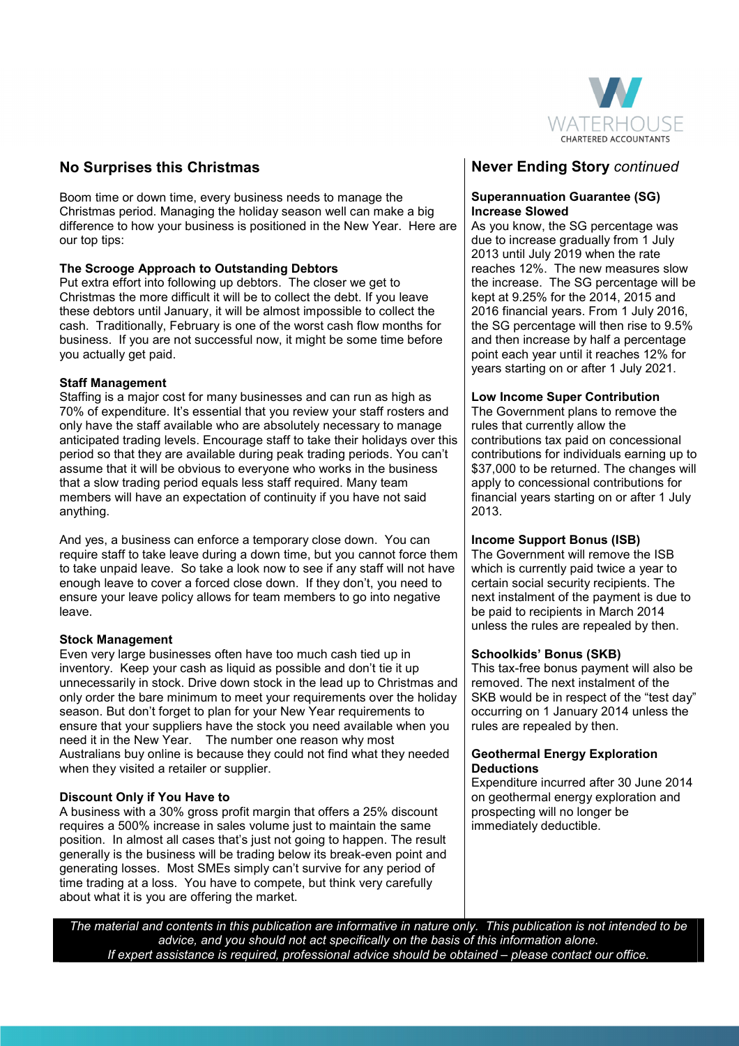## No Surprises this Christmas

Boom time or down time, every business needs to manage the Christmas period. Managing the holiday season well can make a big difference to how your business is positioned in the New Year. Here are our top tips:

**The Scrooge Approach to Outstanding Debtors**
Put extra effort into following up debtors. The closer we get to Christmas the more difficult it will be to collect the debt. If you leave these debtors until January, it will be almost impossible to collect the cash. Traditionally, February is one of the worst cash flow months for business. If you are not successful now, it might be some time before you actually get paid.

**Staff Management**
Staffing is a major cost for many businesses and can run as high as 70% of expenditure. It's essential that you review your staff rosters and only have the staff available who are absolutely necessary to manage anticipated trading levels. Encourage staff to take their holidays over this period so that they are available during peak trading periods. You can't assume that it will be obvious to everyone who works in the business that a slow trading period equals less staff required. Many team members will have an expectation of continuity if you have not said anything.

And yes, a business can enforce a temporary close down. You can require staff to take leave during a down time, but you cannot force them to take unpaid leave. So take a look now to see if any staff will not have enough leave to cover a forced close down. If they don't, you need to ensure your leave policy allows for team members to go into negative leave.

**Stock Management**
Even very large businesses often have too much cash tied up in inventory. Keep your cash as liquid as possible and don't tie it up unnecessarily in stock. Drive down stock in the lead up to Christmas and only order the bare minimum to meet your requirements over the holiday season. But don't forget to plan for your New Year requirements to ensure that your suppliers have the stock you need available when you need it in the New Year. The number one reason why most Australians buy online is because they could not find what they needed when they visited a retailer or supplier.

**Discount Only if You Have to**
A business with a 30% gross profit margin that offers a 25% discount requires a 500% increase in sales volume just to maintain the same position. In almost all cases that's just not going to happen. The result generally is the business will be trading below its break-even point and generating losses. Most SMEs simply can't survive for any period of time trading at a loss. You have to compete, but think very carefully about what it is you are offering the market.

## Never Ending Story *continued*

**Superannuation Guarantee (SG) Increase Slowed**
As you know, the SG percentage was due to increase gradually from 1 July 2013 until July 2019 when the rate reaches 12%. The new measures slow the increase. The SG percentage will be kept at 9.25% for the 2014, 2015 and 2016 financial years. From 1 July 2016, the SG percentage will then rise to 9.5% and then increase by half a percentage point each year until it reaches 12% for years starting on or after 1 July 2021.

**Low Income Super Contribution**
The Government plans to remove the rules that currently allow the contributions tax paid on concessional contributions for individuals earning up to $37,000 to be returned. The changes will apply to concessional contributions for financial years starting on or after 1 July 2013.

**Income Support Bonus (ISB)**
The Government will remove the ISB which is currently paid twice a year to certain social security recipients. The next instalment of the payment is due to be paid to recipients in March 2014 unless the rules are repealed by then.

**Schoolkids' Bonus (SKB)**
This tax-free bonus payment will also be removed. The next instalment of the SKB would be in respect of the "test day" occurring on 1 January 2014 unless the rules are repealed by then.

**Geothermal Energy Exploration Deductions**
Expenditure incurred after 30 June 2014 on geothermal energy exploration and prospecting will no longer be immediately deductible.

*The material and contents in this publication are informative in nature only. This publication is not intended to be advice, and you should not act specifically on the basis of this information alone. If expert assistance is required, professional advice should be obtained – please contact our office.*